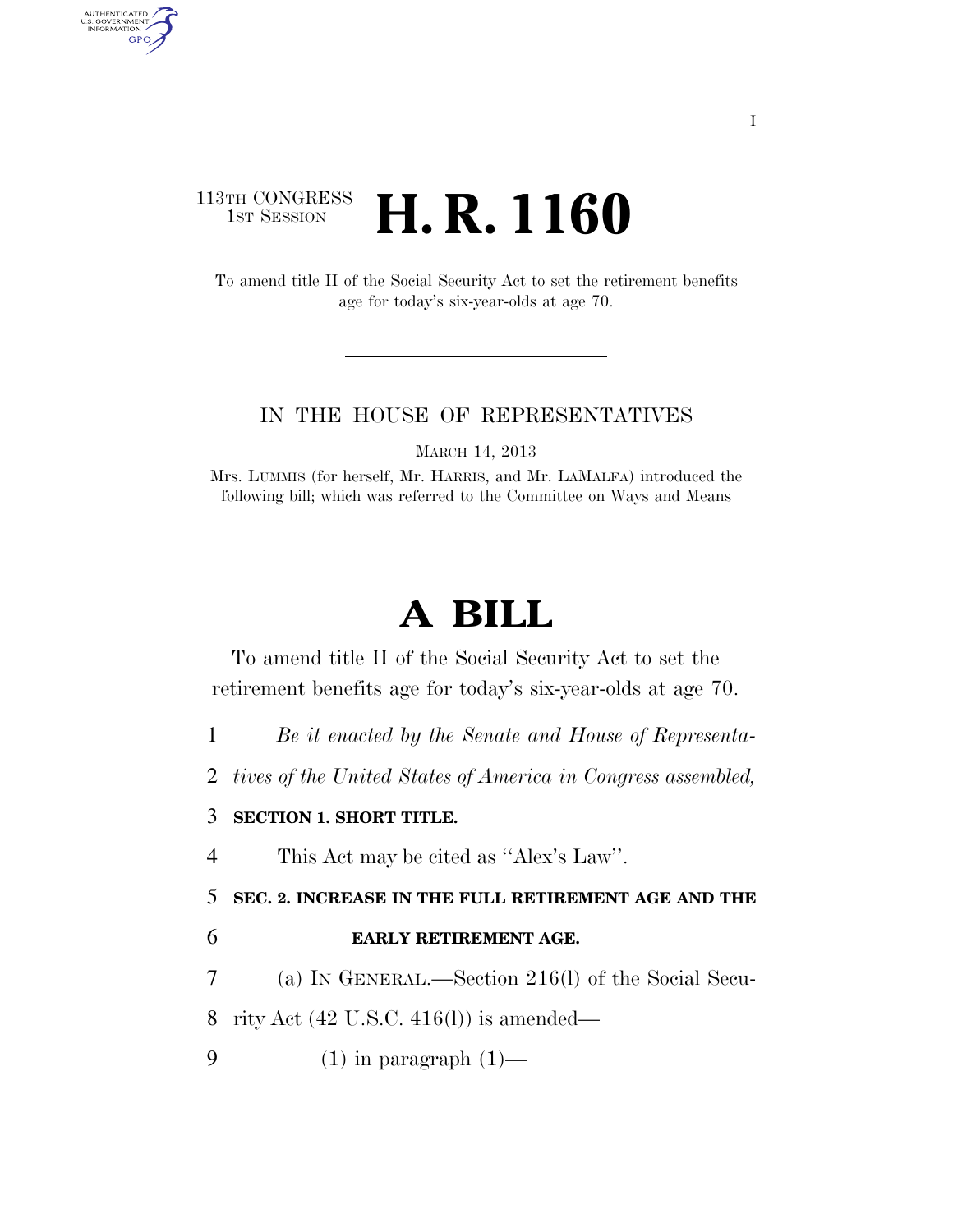I

113TH CONGRESS
1ST SESSION

# H. R. 1160

To amend title II of the Social Security Act to set the retirement benefits age for today's six-year-olds at age 70.

IN THE HOUSE OF REPRESENTATIVES

MARCH 14, 2013

Mrs. LUMMIS (for herself, Mr. HARRIS, and Mr. LAMALFA) introduced the following bill; which was referred to the Committee on Ways and Means

# A BILL

To amend title II of the Social Security Act to set the retirement benefits age for today's six-year-olds at age 70.

1 *Be it enacted by the Senate and House of Representa-*
2 *tives of the United States of America in Congress assembled,*

3 **SECTION 1. SHORT TITLE.**

4 This Act may be cited as "Alex's Law".

5 **SEC. 2. INCREASE IN THE FULL RETIREMENT AGE AND THE**
6 **EARLY RETIREMENT AGE.**

7 (a) IN GENERAL.—Section 216(l) of the Social Secu-
8 rity Act (42 U.S.C. 416(l)) is amended—

9 (1) in paragraph (1)—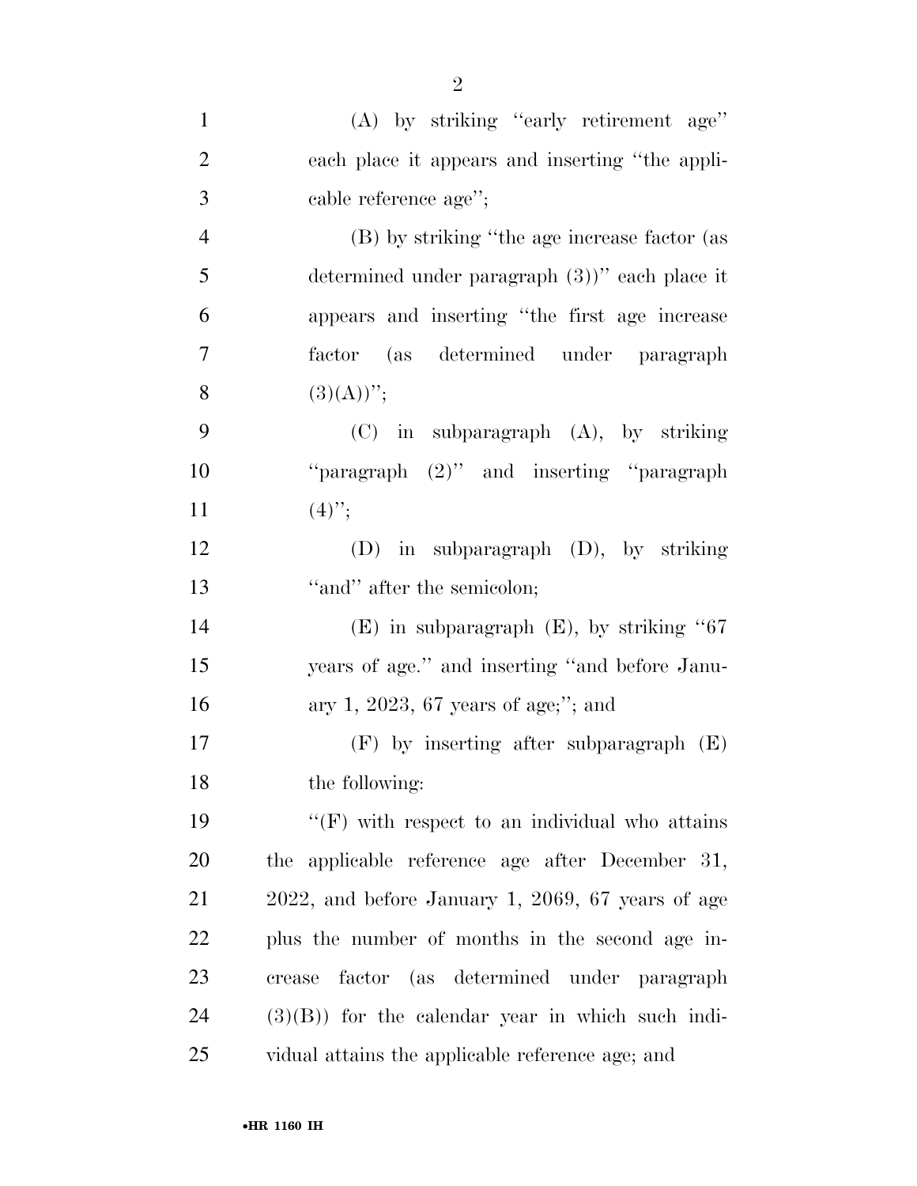(A) by striking "early retirement age" each place it appears and inserting "the applicable reference age";

(B) by striking "the age increase factor (as determined under paragraph (3))" each place it appears and inserting "the first age increase factor (as determined under paragraph (3)(A))";

(C) in subparagraph (A), by striking "paragraph (2)" and inserting "paragraph (4)";

(D) in subparagraph (D), by striking "and" after the semicolon;

(E) in subparagraph (E), by striking "67 years of age." and inserting "and before January 1, 2023, 67 years of age;"; and

(F) by inserting after subparagraph (E) the following:

"(F) with respect to an individual who attains the applicable reference age after December 31, 2022, and before January 1, 2069, 67 years of age plus the number of months in the second age increase factor (as determined under paragraph (3)(B)) for the calendar year in which such individual attains the applicable reference age; and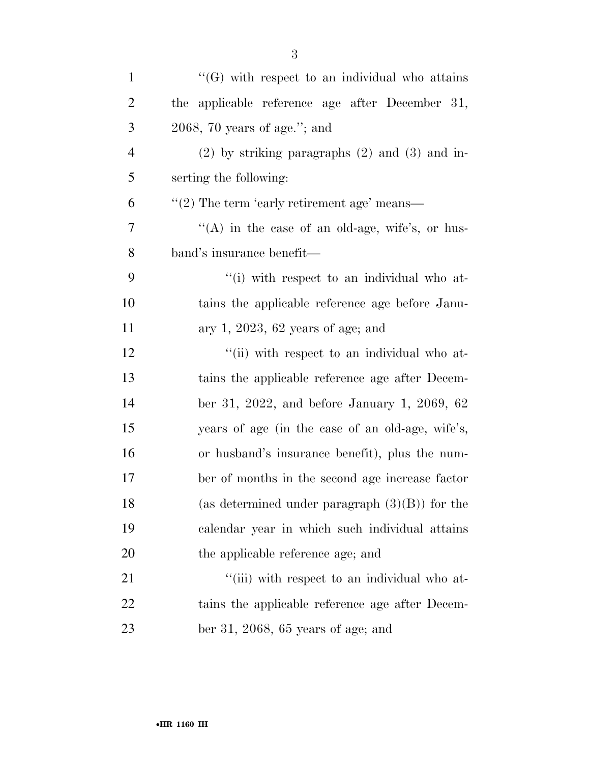"(G) with respect to an individual who attains the applicable reference age after December 31, 2068, 70 years of age."; and

(2) by striking paragraphs (2) and (3) and inserting the following:

"(2) The term 'early retirement age' means—

"(A) in the case of an old-age, wife's, or husband's insurance benefit—

"(i) with respect to an individual who attains the applicable reference age before January 1, 2023, 62 years of age; and

"(ii) with respect to an individual who attains the applicable reference age after December 31, 2022, and before January 1, 2069, 62 years of age (in the case of an old-age, wife's, or husband's insurance benefit), plus the number of months in the second age increase factor (as determined under paragraph (3)(B)) for the calendar year in which such individual attains the applicable reference age; and

"(iii) with respect to an individual who attains the applicable reference age after December 31, 2068, 65 years of age; and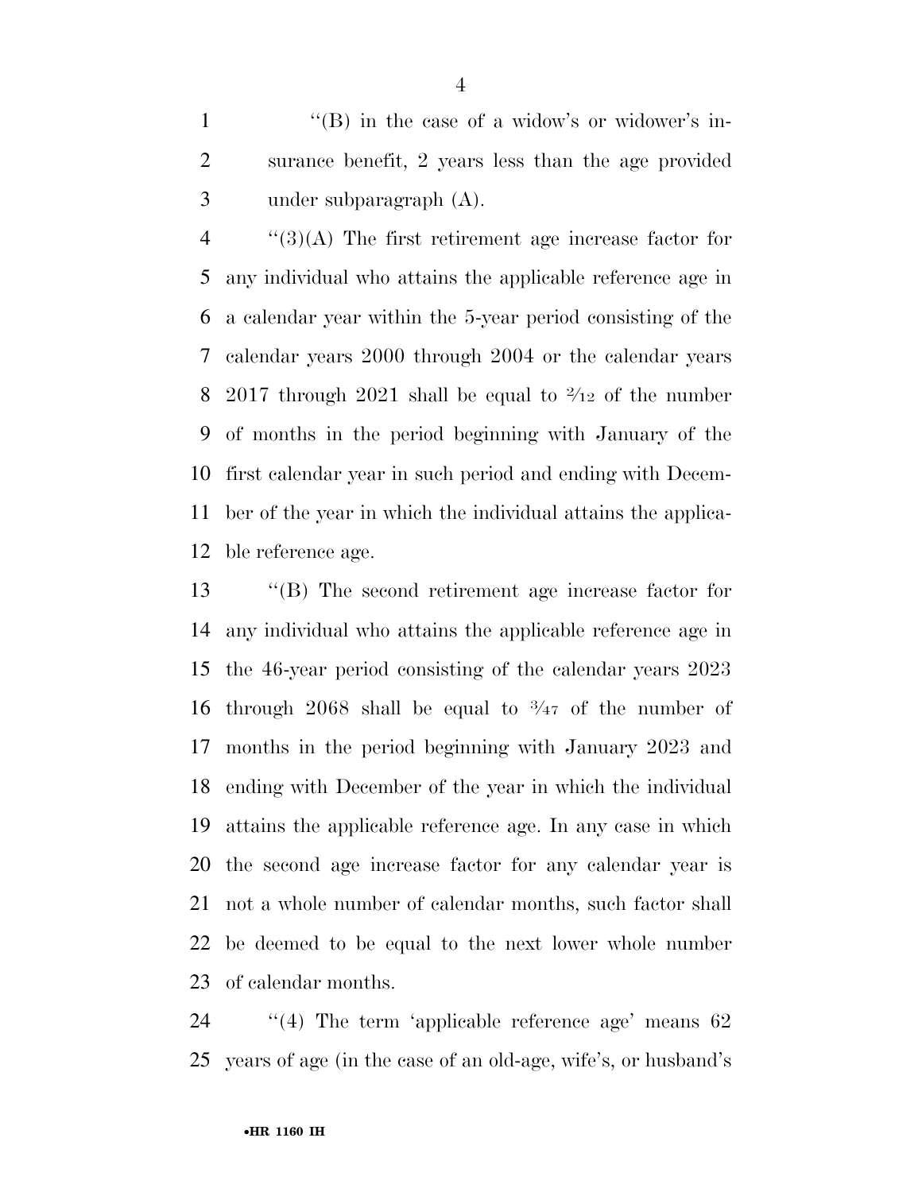''(B) in the case of a widow's or widower's insurance benefit, 2 years less than the age provided under subparagraph (A).

''(3)(A) The first retirement age increase factor for any individual who attains the applicable reference age in a calendar year within the 5-year period consisting of the calendar years 2000 through 2004 or the calendar years 2017 through 2021 shall be equal to $\frac{2}{12}$ of the number of months in the period beginning with January of the first calendar year in such period and ending with December of the year in which the individual attains the applicable reference age.

''(B) The second retirement age increase factor for any individual who attains the applicable reference age in the 46-year period consisting of the calendar years 2023 through 2068 shall be equal to $\frac{3}{47}$ of the number of months in the period beginning with January 2023 and ending with December of the year in which the individual attains the applicable reference age. In any case in which the second age increase factor for any calendar year is not a whole number of calendar months, such factor shall be deemed to be equal to the next lower whole number of calendar months.

''(4) The term 'applicable reference age' means 62 years of age (in the case of an old-age, wife's, or husband's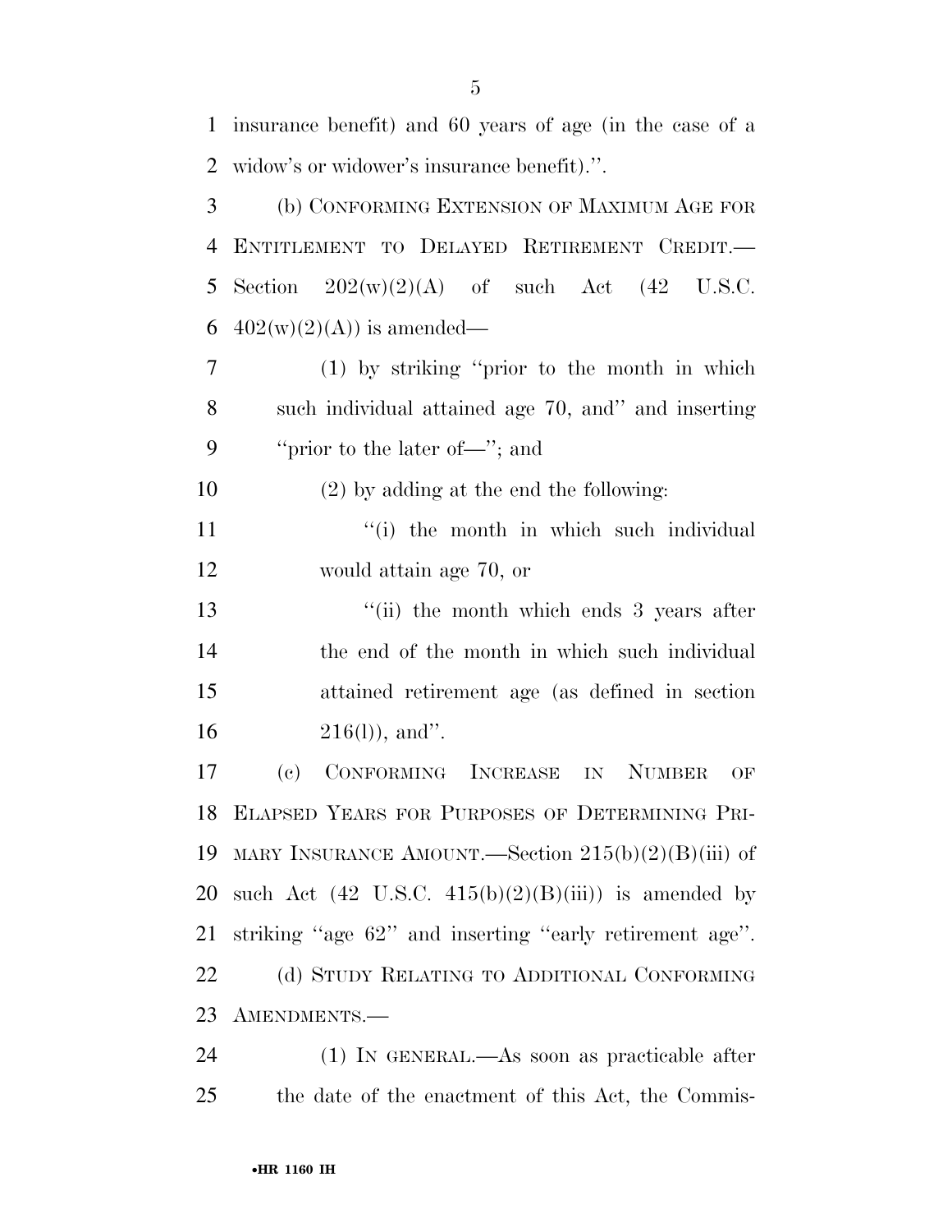insurance benefit) and 60 years of age (in the case of a widow's or widower's insurance benefit).''.

(b) CONFORMING EXTENSION OF MAXIMUM AGE FOR ENTITLEMENT TO DELAYED RETIREMENT CREDIT.—Section 202(w)(2)(A) of such Act (42 U.S.C. 402(w)(2)(A)) is amended—

(1) by striking ''prior to the month in which such individual attained age 70, and'' and inserting ''prior to the later of—''; and

(2) by adding at the end the following:

''(i) the month in which such individual would attain age 70, or

''(ii) the month which ends 3 years after the end of the month in which such individual attained retirement age (as defined in section 216(l)), and''.

(c) CONFORMING INCREASE IN NUMBER OF ELAPSED YEARS FOR PURPOSES OF DETERMINING PRIMARY INSURANCE AMOUNT.—Section 215(b)(2)(B)(iii) of such Act (42 U.S.C. 415(b)(2)(B)(iii)) is amended by striking ''age 62'' and inserting ''early retirement age''.

(d) STUDY RELATING TO ADDITIONAL CONFORMING AMENDMENTS.—

(1) IN GENERAL.—As soon as practicable after the date of the enactment of this Act, the Commis-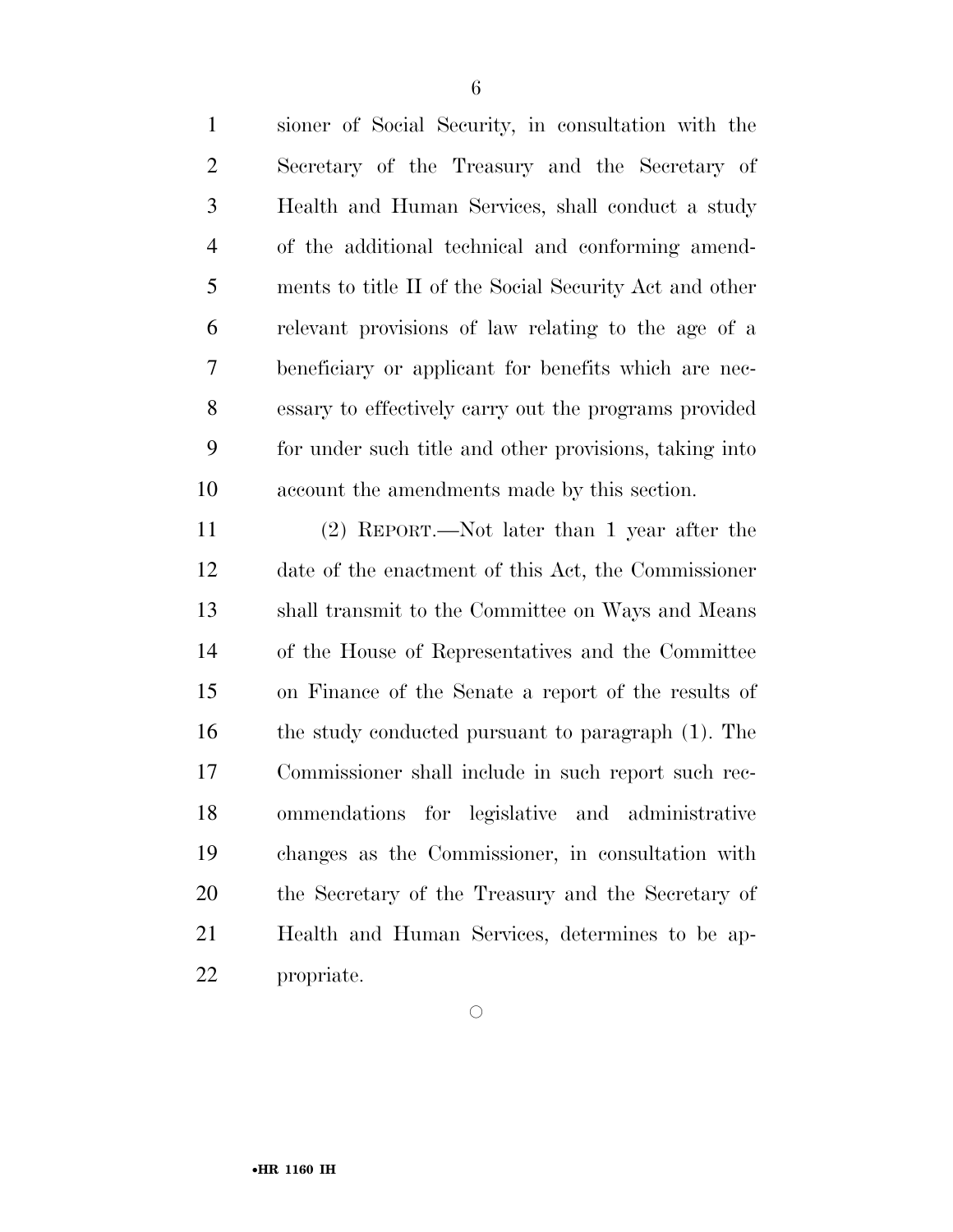sioner of Social Security, in consultation with the Secretary of the Treasury and the Secretary of Health and Human Services, shall conduct a study of the additional technical and conforming amendments to title II of the Social Security Act and other relevant provisions of law relating to the age of a beneficiary or applicant for benefits which are necessary to effectively carry out the programs provided for under such title and other provisions, taking into account the amendments made by this section.

(2) REPORT.—Not later than 1 year after the date of the enactment of this Act, the Commissioner shall transmit to the Committee on Ways and Means of the House of Representatives and the Committee on Finance of the Senate a report of the results of the study conducted pursuant to paragraph (1). The Commissioner shall include in such report such recommendations for legislative and administrative changes as the Commissioner, in consultation with the Secretary of the Treasury and the Secretary of Health and Human Services, determines to be appropriate.

○